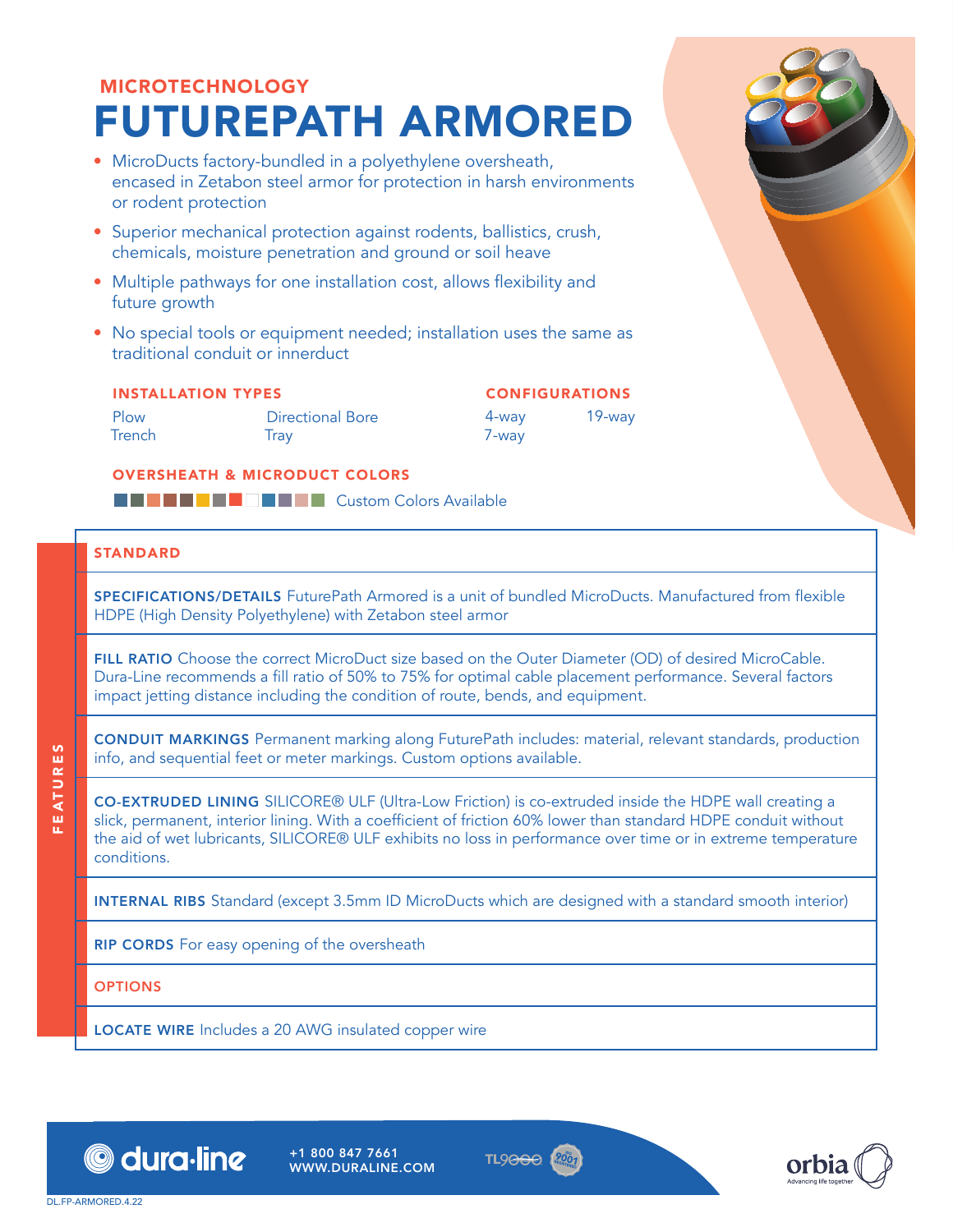MICROTECHNOLOGY

# FUTUREPATH ARMORED

- MicroDucts factory-bundled in a polyethylene oversheath, encased in Zetabon steel armor for protection in harsh environments or rodent protection
- Superior mechanical protection against rodents, ballistics, crush, chemicals, moisture penetration and ground or soil heave
- Multiple pathways for one installation cost, allows flexibility and future growth
- No special tools or equipment needed; installation uses the same as traditional conduit or innerduct

### INSTALLATION TYPES

Plow
Trench
Directional Bore
Tray

### CONFIGURATIONS

4-way
7-way
19-way

### OVERSHEATH & MICRODUCT COLORS

Custom Colors Available

## FEATURES

### STANDARD

**SPECIFICATIONS/DETAILS** FuturePath Armored is a unit of bundled MicroDucts. Manufactured from flexible HDPE (High Density Polyethylene) with Zetabon steel armor

**FILL RATIO** Choose the correct MicroDuct size based on the Outer Diameter (OD) of desired MicroCable. Dura-Line recommends a fill ratio of 50% to 75% for optimal cable placement performance. Several factors impact jetting distance including the condition of route, bends, and equipment.

**CONDUIT MARKINGS** Permanent marking along FuturePath includes: material, relevant standards, production info, and sequential feet or meter markings. Custom options available.

**CO-EXTRUDED LINING** SILICORE® ULF (Ultra-Low Friction) is co-extruded inside the HDPE wall creating a slick, permanent, interior lining. With a coefficient of friction 60% lower than standard HDPE conduit without the aid of wet lubricants, SILICORE® ULF exhibits no loss in performance over time or in extreme temperature conditions.

**INTERNAL RIBS** Standard (except 3.5mm ID MicroDucts which are designed with a standard smooth interior)

**RIP CORDS** For easy opening of the oversheath

### OPTIONS

**LOCATE WIRE** Includes a 20 AWG insulated copper wire

dura·line +1 800 847 7661 WWW.DURALINE.COM

orbia Advancing life together

DL.FP-ARMORED.4.22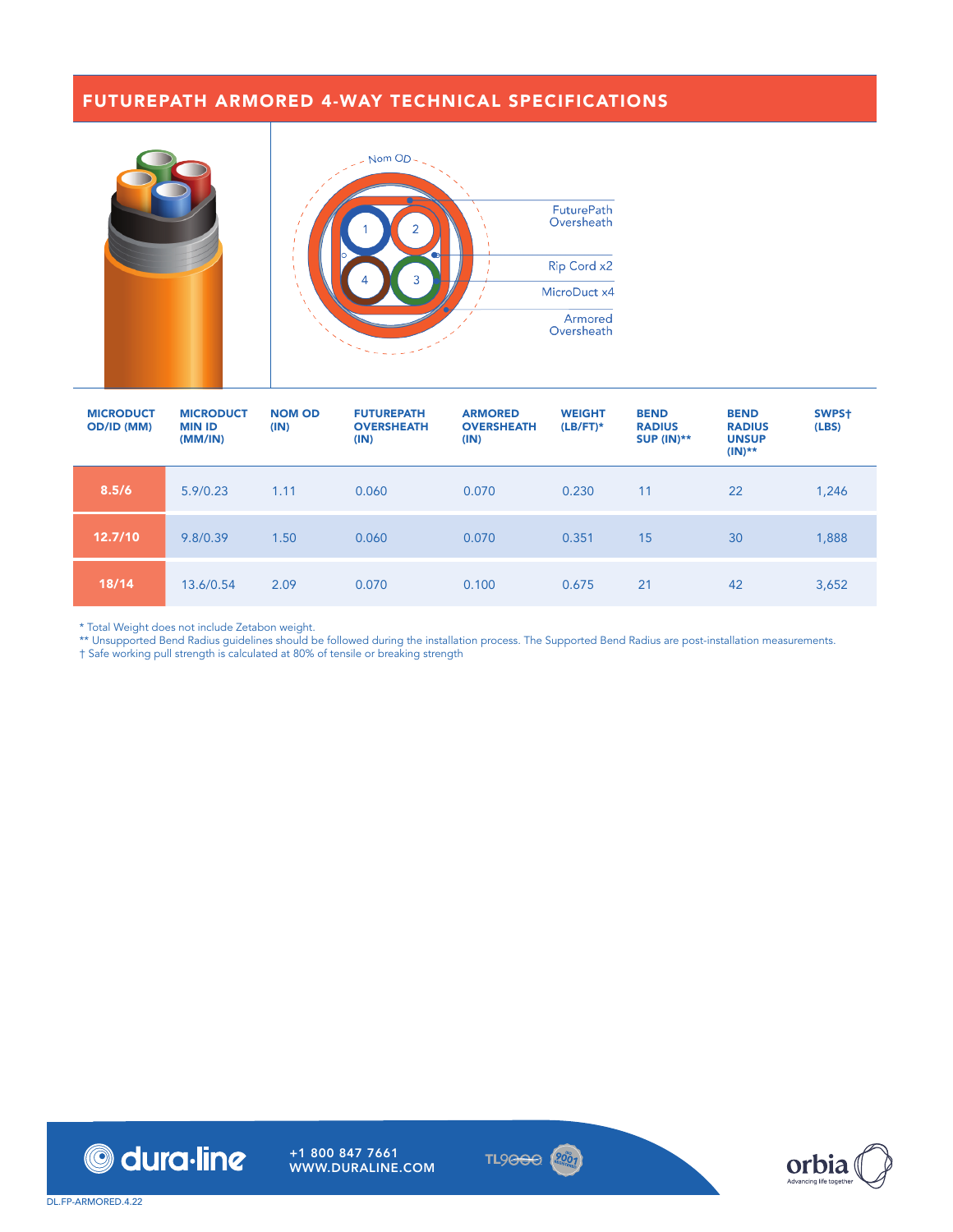## FUTUREPATH ARMORED 4-WAY TECHNICAL SPECIFICATIONS

Nom OD

FuturePath Oversheath

Rip Cord x2

MicroDuct x4

Armored Oversheath

| MICRODUCT OD/ID (MM) | MICRODUCT MIN ID (MM/IN) | NOM OD (IN) | FUTUREPATH OVERSHEATH (IN) | ARMORED OVERSHEATH (IN) | WEIGHT (LB/FT)* | BEND RADIUS SUP (IN)** | BEND RADIUS UNSUP (IN)** | SWPS† (LBS) |
|---|---|---|---|---|---|---|---|---|
| 8.5/6 | 5.9/0.23 | 1.11 | 0.060 | 0.070 | 0.230 | 11 | 22 | 1,246 |
| 12.7/10 | 9.8/0.39 | 1.50 | 0.060 | 0.070 | 0.351 | 15 | 30 | 1,888 |
| 18/14 | 13.6/0.54 | 2.09 | 0.070 | 0.100 | 0.675 | 21 | 42 | 3,652 |

\* Total Weight does not include Zetabon weight.
** Unsupported Bend Radius guidelines should be followed during the installation process. The Supported Bend Radius are post-installation measurements.
† Safe working pull strength is calculated at 80% of tensile or breaking strength

+1 800 847 7661
WWW.DURALINE.COM

DL.FP-ARMORED.4.22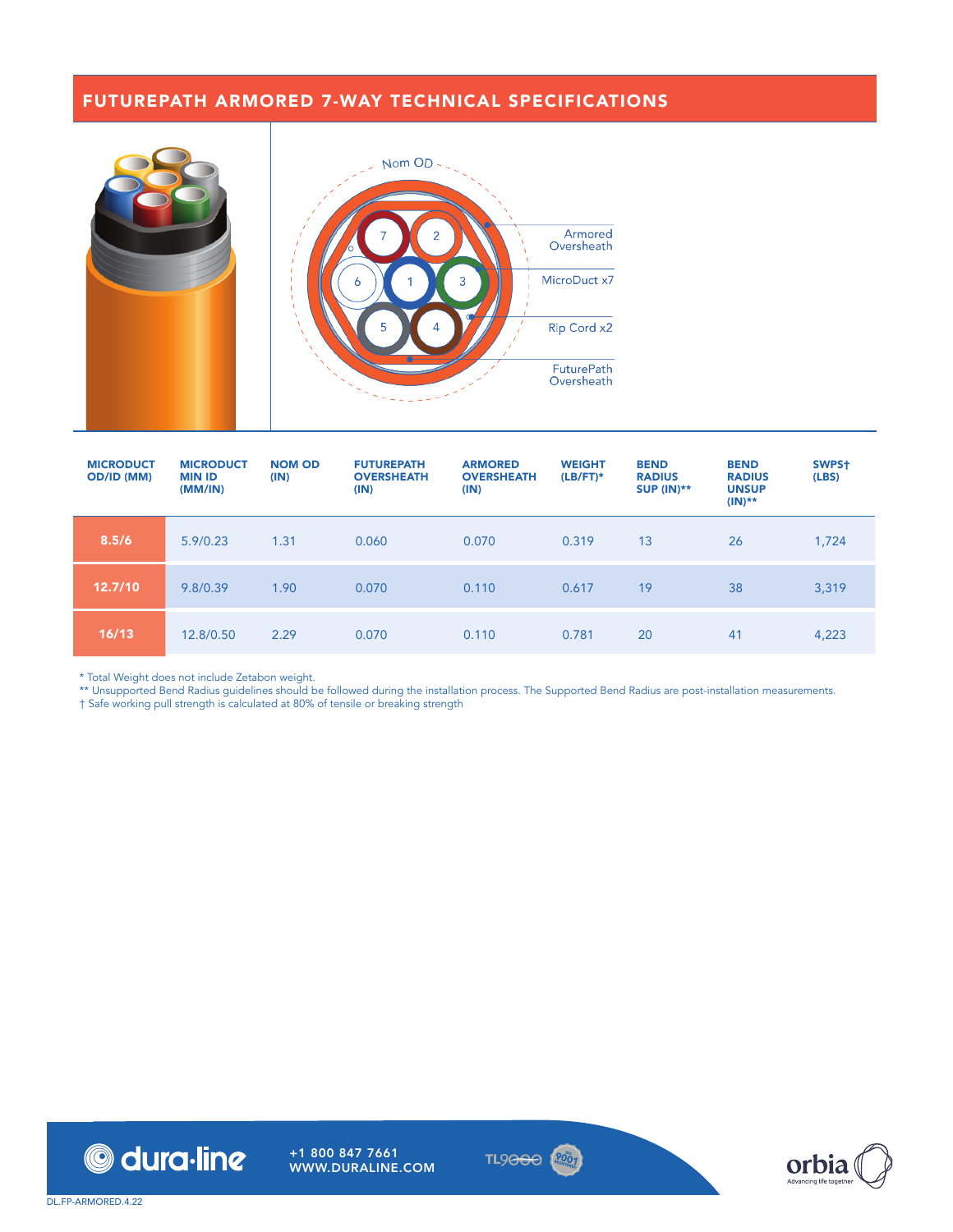## FUTUREPATH ARMORED 7-WAY TECHNICAL SPECIFICATIONS

Nom OD

Armored Oversheath

MicroDuct x7

Rip Cord x2

FuturePath Oversheath

| MICRODUCT OD/ID (MM) | MICRODUCT MIN ID (MM/IN) | NOM OD (IN) | FUTUREPATH OVERSHEATH (IN) | ARMORED OVERSHEATH (IN) | WEIGHT (LB/FT)* | BEND RADIUS SUP (IN)** | BEND RADIUS UNSUP (IN)** | SWPS† (LBS) |
|---|---|---|---|---|---|---|---|---|
| 8.5/6 | 5.9/0.23 | 1.31 | 0.060 | 0.070 | 0.319 | 13 | 26 | 1,724 |
| 12.7/10 | 9.8/0.39 | 1.90 | 0.070 | 0.110 | 0.617 | 19 | 38 | 3,319 |
| 16/13 | 12.8/0.50 | 2.29 | 0.070 | 0.110 | 0.781 | 20 | 41 | 4,223 |

* Total Weight does not include Zetabon weight.
** Unsupported Bend Radius guidelines should be followed during the installation process. The Supported Bend Radius are post-installation measurements.
† Safe working pull strength is calculated at 80% of tensile or breaking strength

dura·line +1 800 847 7661 WWW.DURALINE.COM

orbia Advancing life together

DL.FP-ARMORED.4.22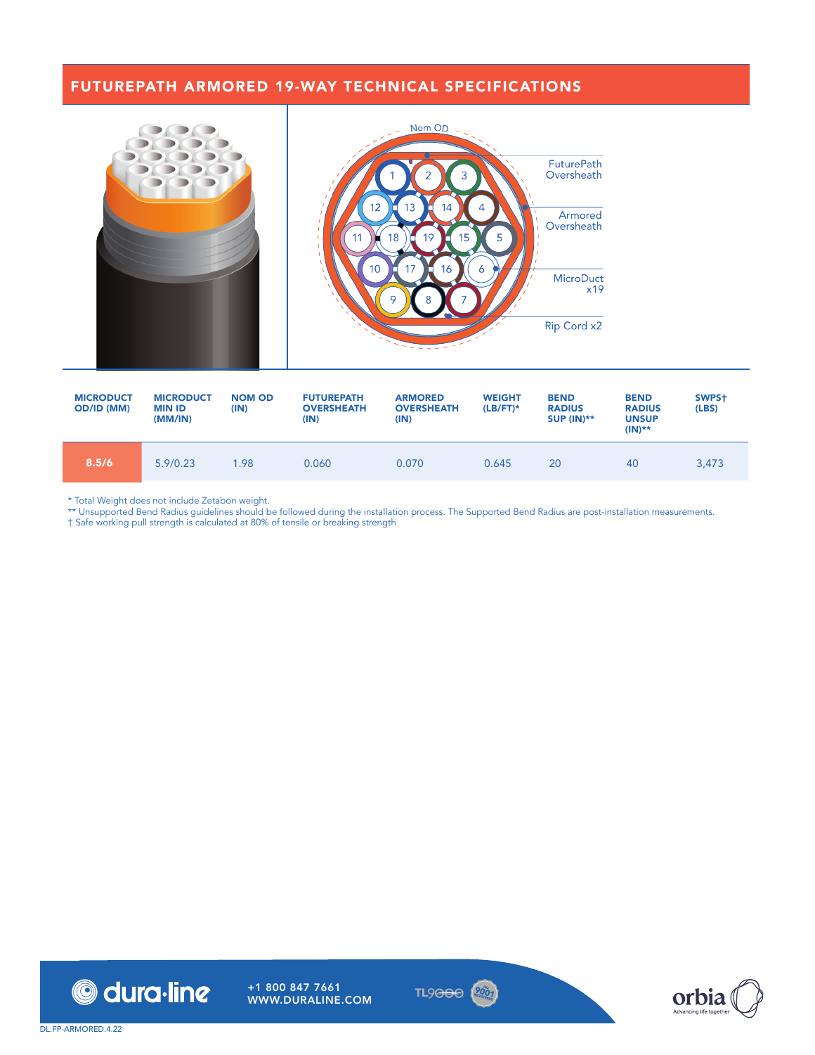## FUTUREPATH ARMORED 19-WAY TECHNICAL SPECIFICATIONS

Nom OD

FuturePath Oversheath

Armored Oversheath

MicroDuct x19

Rip Cord x2

| MICRODUCT OD/ID (MM) | MICRODUCT MIN ID (MM/IN) | NOM OD (IN) | FUTUREPATH OVERSHEATH (IN) | ARMORED OVERSHEATH (IN) | WEIGHT (LB/FT)* | BEND RADIUS SUP (IN)** | BEND RADIUS UNSUP (IN)** | SWPS† (LBS) |
|---|---|---|---|---|---|---|---|---|
| 8.5/6 | 5.9/0.23 | 1.98 | 0.060 | 0.070 | 0.645 | 20 | 40 | 3,473 |

* Total Weight does not include Zetabon weight.
** Unsupported Bend Radius guidelines should be followed during the installation process. The Supported Bend Radius are post-installation measurements.
† Safe working pull strength is calculated at 80% of tensile or breaking strength

dura·line

+1 800 847 7661
WWW.DURALINE.COM

orbia
Advancing life together

DL.FP-ARMORED.4.22